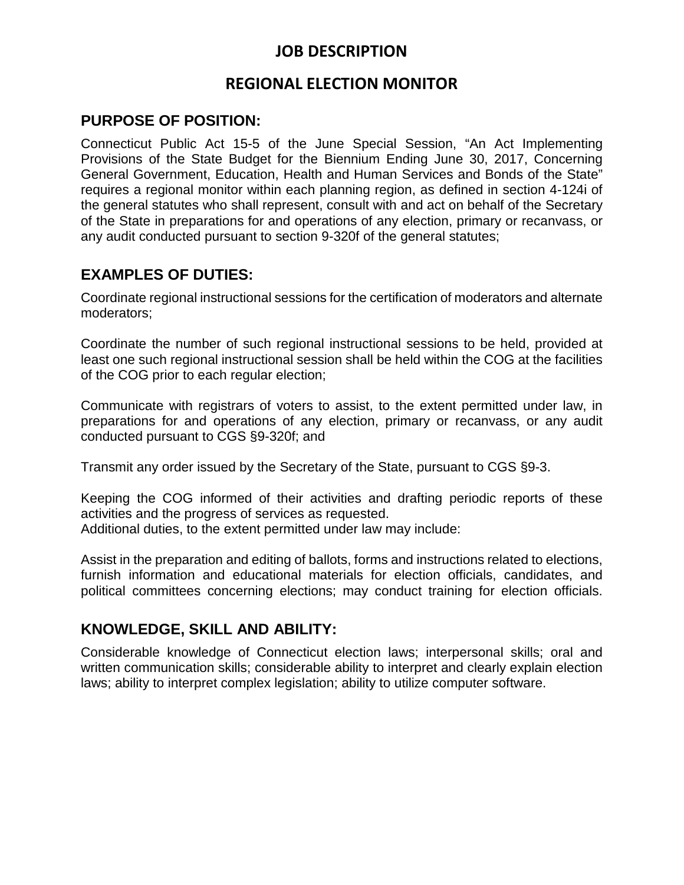# JOB DESCRIPTION

# REGIONAL ELECTION MONITOR

## PURPOSE OF POSITION:

Connecticut Public Act 15-5 of the June Special Session, "An Act Implementing Provisions of the State Budget for the Biennium Ending June 30, 2017, Concerning General Government, Education, Health and Human Services and Bonds of the State" requires a regional monitor within each planning region, as defined in section 4-124i of the general statutes who shall represent, consult with and act on behalf of the Secretary of the State in preparations for and operations of any election, primary or recanvass, or any audit conducted pursuant to section 9-320f of the general statutes;

## EXAMPLES OF DUTIES:

Coordinate regional instructional sessions for the certification of moderators and alternate moderators;

Coordinate the number of such regional instructional sessions to be held, provided at least one such regional instructional session shall be held within the COG at the facilities of the COG prior to each regular election;

Communicate with registrars of voters to assist, to the extent permitted under law, in preparations for and operations of any election, primary or recanvass, or any audit conducted pursuant to CGS §9-320f; and

Transmit any order issued by the Secretary of the State, pursuant to CGS §9-3.

Keeping the COG informed of their activities and drafting periodic reports of these activities and the progress of services as requested.
Additional duties, to the extent permitted under law may include:

Assist in the preparation and editing of ballots, forms and instructions related to elections, furnish information and educational materials for election officials, candidates, and political committees concerning elections; may conduct training for election officials.

## KNOWLEDGE, SKILL AND ABILITY:

Considerable knowledge of Connecticut election laws; interpersonal skills; oral and written communication skills; considerable ability to interpret and clearly explain election laws; ability to interpret complex legislation; ability to utilize computer software.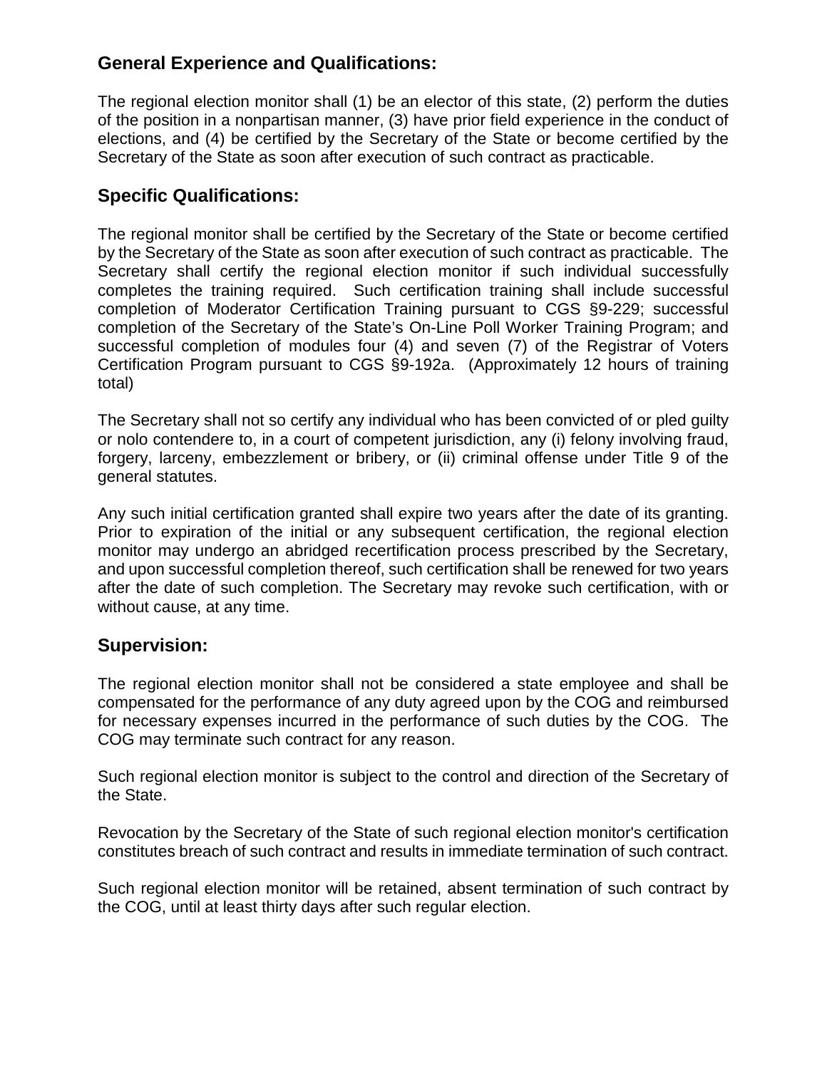## General Experience and Qualifications:

The regional election monitor shall (1) be an elector of this state, (2) perform the duties of the position in a nonpartisan manner, (3) have prior field experience in the conduct of elections, and (4) be certified by the Secretary of the State or become certified by the Secretary of the State as soon after execution of such contract as practicable.

## Specific Qualifications:

The regional monitor shall be certified by the Secretary of the State or become certified by the Secretary of the State as soon after execution of such contract as practicable. The Secretary shall certify the regional election monitor if such individual successfully completes the training required. Such certification training shall include successful completion of Moderator Certification Training pursuant to CGS §9-229; successful completion of the Secretary of the State's On-Line Poll Worker Training Program; and successful completion of modules four (4) and seven (7) of the Registrar of Voters Certification Program pursuant to CGS §9-192a. (Approximately 12 hours of training total)

The Secretary shall not so certify any individual who has been convicted of or pled guilty or nolo contendere to, in a court of competent jurisdiction, any (i) felony involving fraud, forgery, larceny, embezzlement or bribery, or (ii) criminal offense under Title 9 of the general statutes.

Any such initial certification granted shall expire two years after the date of its granting. Prior to expiration of the initial or any subsequent certification, the regional election monitor may undergo an abridged recertification process prescribed by the Secretary, and upon successful completion thereof, such certification shall be renewed for two years after the date of such completion. The Secretary may revoke such certification, with or without cause, at any time.

## Supervision:

The regional election monitor shall not be considered a state employee and shall be compensated for the performance of any duty agreed upon by the COG and reimbursed for necessary expenses incurred in the performance of such duties by the COG. The COG may terminate such contract for any reason.

Such regional election monitor is subject to the control and direction of the Secretary of the State.

Revocation by the Secretary of the State of such regional election monitor's certification constitutes breach of such contract and results in immediate termination of such contract.

Such regional election monitor will be retained, absent termination of such contract by the COG, until at least thirty days after such regular election.